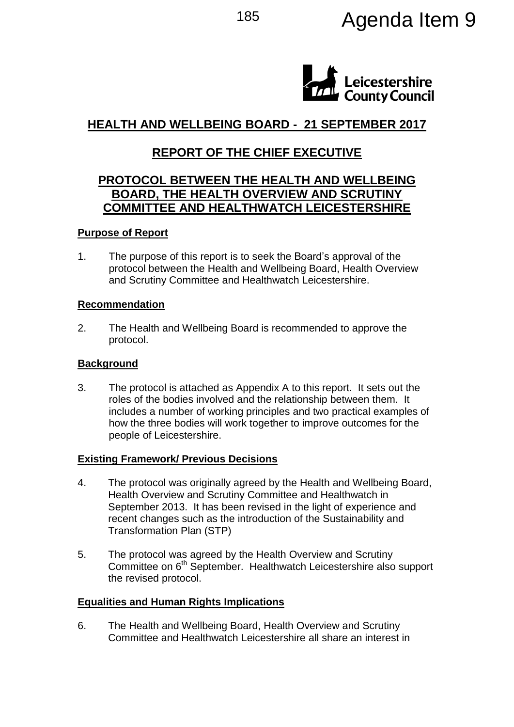Agenda Item 9

Leicestershire County Council

# HEALTH AND WELLBEING BOARD - 21 SEPTEMBER 2017

# REPORT OF THE CHIEF EXECUTIVE

# PROTOCOL BETWEEN THE HEALTH AND WELLBEING BOARD, THE HEALTH OVERVIEW AND SCRUTINY COMMITTEE AND HEALTHWATCH LEICESTERSHIRE

## Purpose of Report

1. The purpose of this report is to seek the Board's approval of the protocol between the Health and Wellbeing Board, Health Overview and Scrutiny Committee and Healthwatch Leicestershire.

## Recommendation

2. The Health and Wellbeing Board is recommended to approve the protocol.

## Background

3. The protocol is attached as Appendix A to this report. It sets out the roles of the bodies involved and the relationship between them. It includes a number of working principles and two practical examples of how the three bodies will work together to improve outcomes for the people of Leicestershire.

## Existing Framework/ Previous Decisions

4. The protocol was originally agreed by the Health and Wellbeing Board, Health Overview and Scrutiny Committee and Healthwatch in September 2013. It has been revised in the light of experience and recent changes such as the introduction of the Sustainability and Transformation Plan (STP)

5. The protocol was agreed by the Health Overview and Scrutiny Committee on 6th September. Healthwatch Leicestershire also support the revised protocol.

## Equalities and Human Rights Implications

6. The Health and Wellbeing Board, Health Overview and Scrutiny Committee and Healthwatch Leicestershire all share an interest in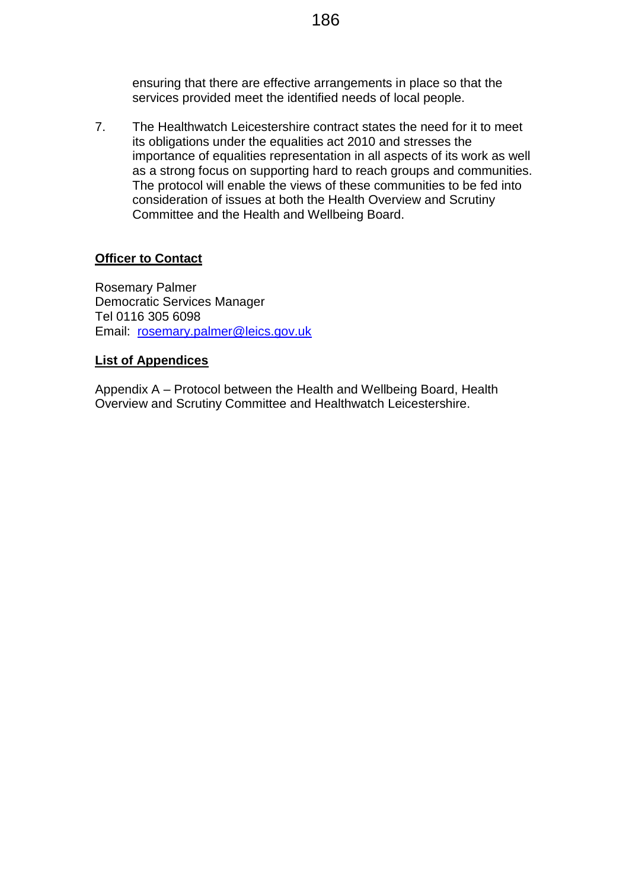ensuring that there are effective arrangements in place so that the services provided meet the identified needs of local people.

7. The Healthwatch Leicestershire contract states the need for it to meet its obligations under the equalities act 2010 and stresses the importance of equalities representation in all aspects of its work as well as a strong focus on supporting hard to reach groups and communities. The protocol will enable the views of these communities to be fed into consideration of issues at both the Health Overview and Scrutiny Committee and the Health and Wellbeing Board.

**Officer to Contact**

Rosemary Palmer
Democratic Services Manager
Tel 0116 305 6098
Email: rosemary.palmer@leics.gov.uk

**List of Appendices**

Appendix A – Protocol between the Health and Wellbeing Board, Health Overview and Scrutiny Committee and Healthwatch Leicestershire.